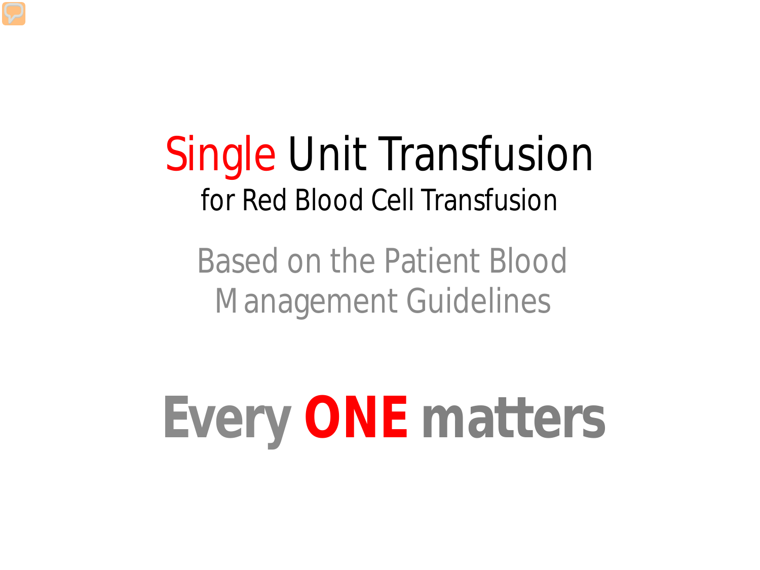# Single Unit Transfusion

## for Red Blood Cell Transfusion

Based on the Patient Blood Management Guidelines

**Every ONE matters**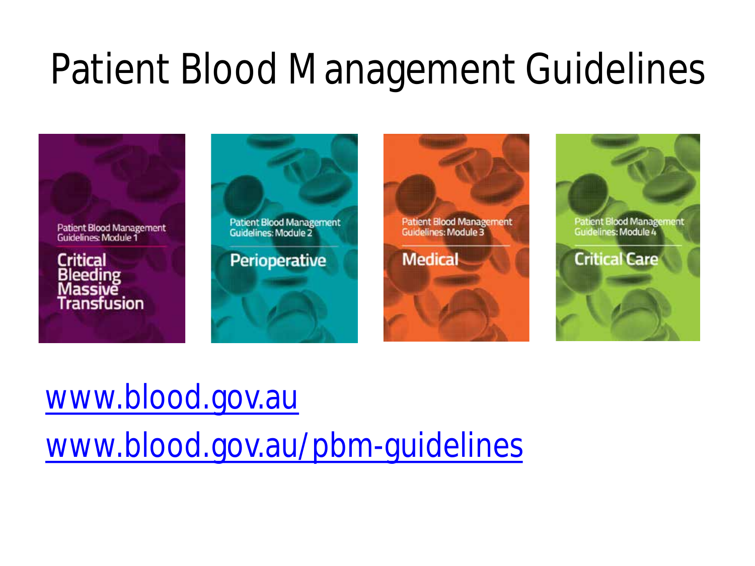# Patient Blood Management Guidelines

Patient Blood Management Guidelines: Module 1

**Critical Bleeding Massive Transfusion**

Patient Blood Management Guidelines: Module 2

**Perioperative**

Patient Blood Management Guidelines: Module 3

**Medical**

Patient Blood Management Guidelines: Module 4

**Critical Care**

www.blood.gov.au

www.blood.gov.au/pbm-guidelines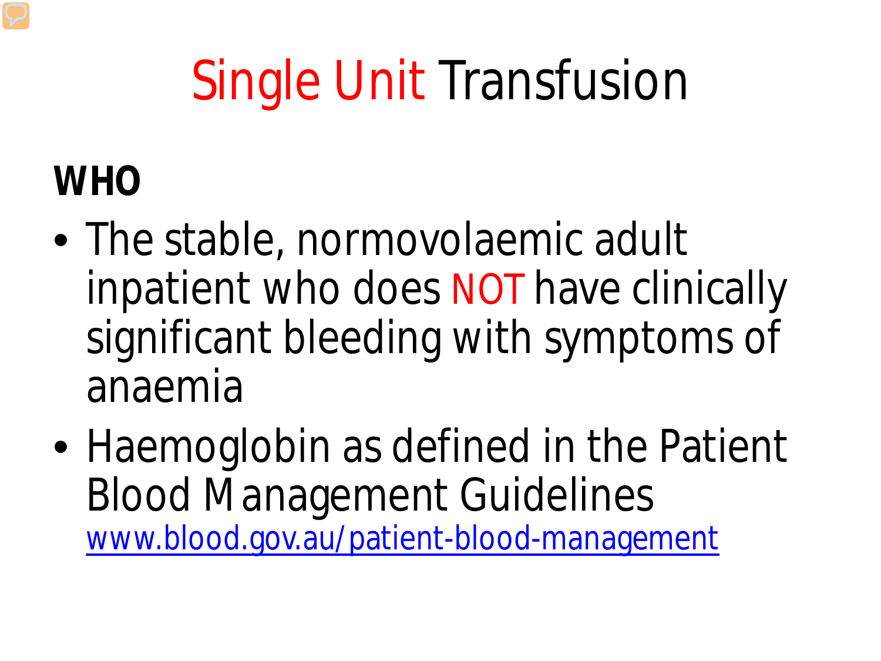# Single Unit Transfusion

**WHO**

- The stable, normovolaemic adult inpatient who does NOT have clinically significant bleeding with symptoms of anaemia
- Haemoglobin as defined in the Patient Blood Management Guidelines [www.blood.gov.au/patient-blood-management](http://www.blood.gov.au/patient-blood-management)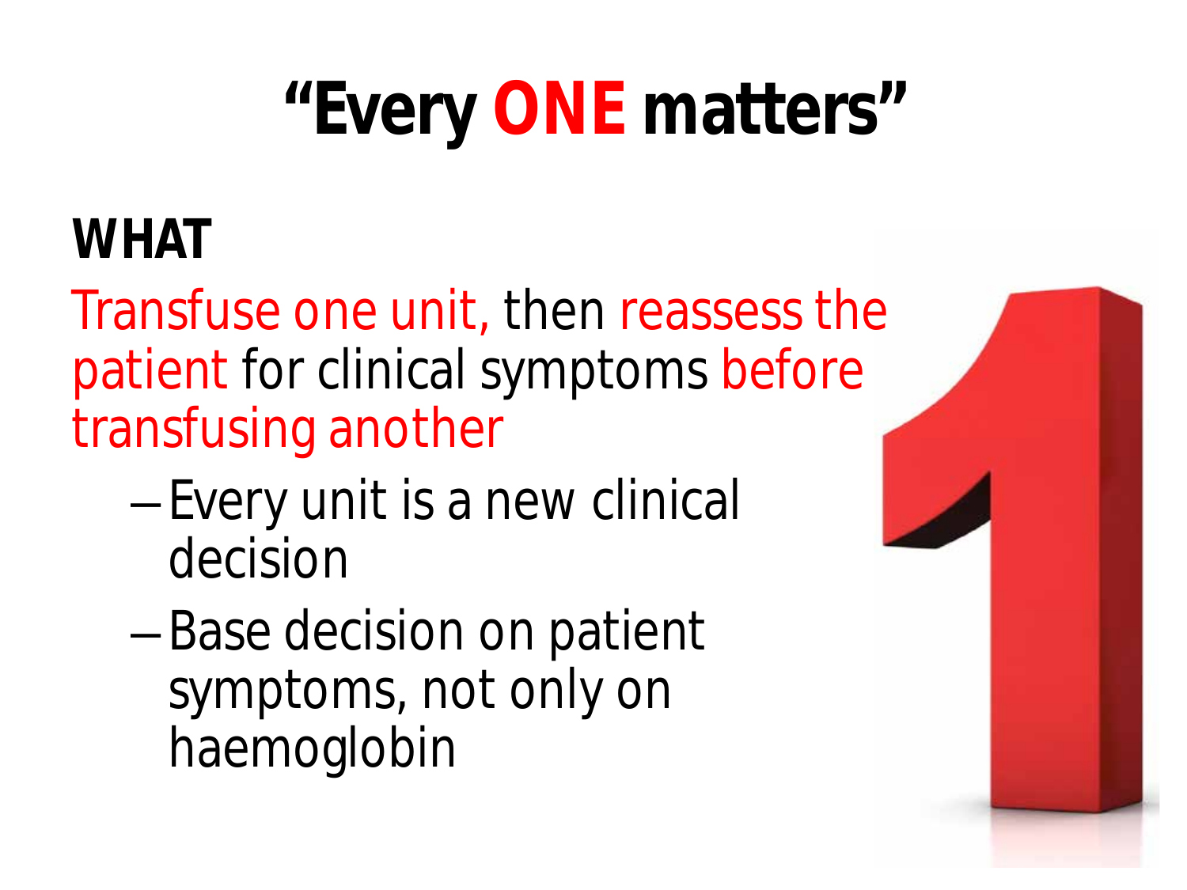# "Every ONE matters"

## WHAT

Transfuse one unit, then reassess the patient for clinical symptoms before transfusing another

- Every unit is a new clinical decision
- Base decision on patient symptoms, not only on haemoglobin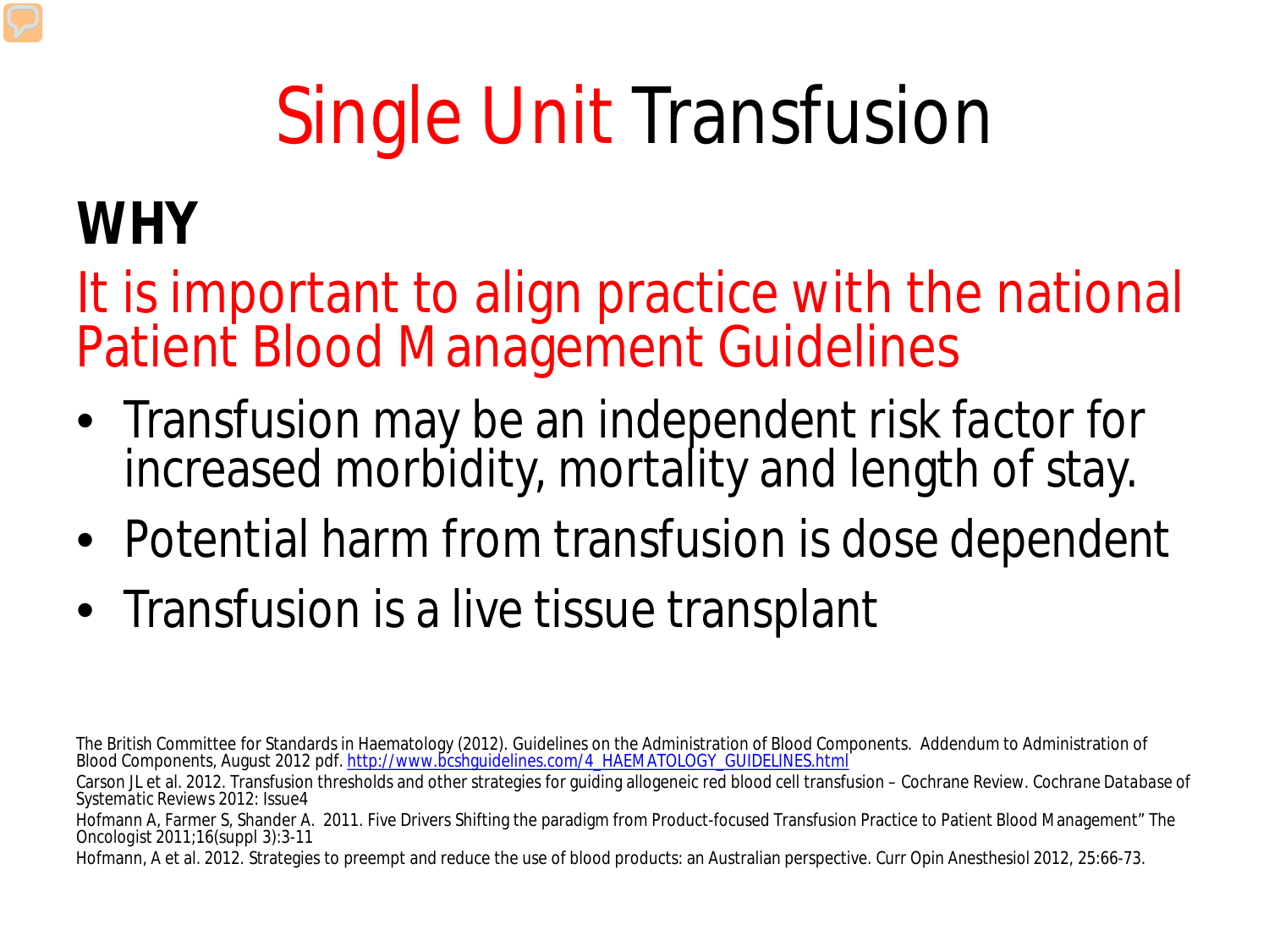# Single Unit Transfusion

## WHY

It is important to align practice with the national Patient Blood Management Guidelines

- Transfusion may be an independent risk factor for increased morbidity, mortality and length of stay.
- Potential harm from transfusion is dose dependent
- Transfusion is a live tissue transplant

The British Committee for Standards in Haematology (2012). Guidelines on the Administration of Blood Components. Addendum to Administration of Blood Components, August 2012 pdf. http://www.bcshguidelines.com/4_HAEMATOLOGY_GUIDELINES.html

Carson JL et al. 2012. Transfusion thresholds and other strategies for guiding allogeneic red blood cell transfusion – Cochrane Review. Cochrane Database of Systematic Reviews 2012: Issue4

Hofmann A, Farmer S, Shander A. 2011. Five Drivers Shifting the paradigm from Product-focused Transfusion Practice to Patient Blood Management" The Oncologist 2011;16(suppl 3):3-11

Hofmann, A et al. 2012. Strategies to preempt and reduce the use of blood products: an Australian perspective. Curr Opin Anesthesiol 2012, 25:66-73.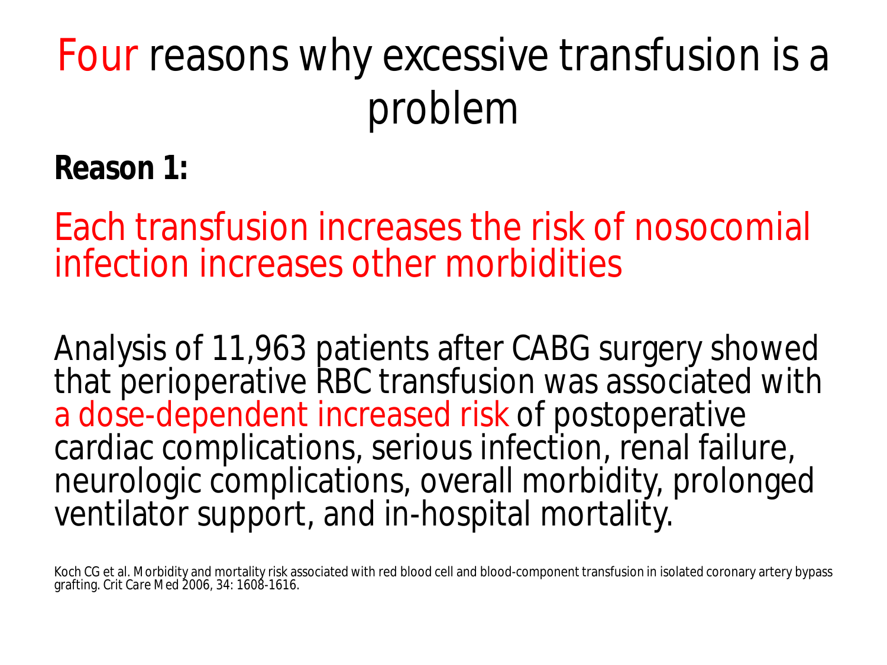# Four reasons why excessive transfusion is a problem

**Reason 1:**

Each transfusion increases the risk of nosocomial infection increases other morbidities

Analysis of 11,963 patients after CABG surgery showed that perioperative RBC transfusion was associated with a dose-dependent increased risk of postoperative cardiac complications, serious infection, renal failure, neurologic complications, overall morbidity, prolonged ventilator support, and in-hospital mortality.

Koch CG et al. Morbidity and mortality risk associated with red blood cell and blood-component transfusion in isolated coronary artery bypass grafting. Crit Care Med 2006, 34: 1608-1616.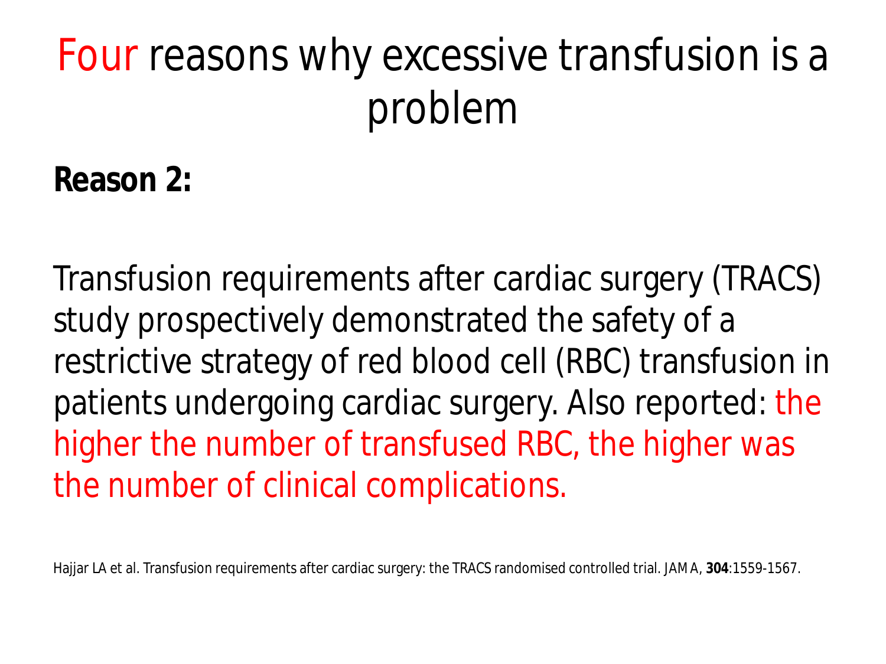# Four reasons why excessive transfusion is a problem

**Reason 2:**

Transfusion requirements after cardiac surgery (TRACS) study prospectively demonstrated the safety of a restrictive strategy of red blood cell (RBC) transfusion in patients undergoing cardiac surgery. Also reported: the higher the number of transfused RBC, the higher was the number of clinical complications.

Hajjar LA et al. Transfusion requirements after cardiac surgery: the TRACS randomised controlled trial. JAMA, **304**:1559-1567.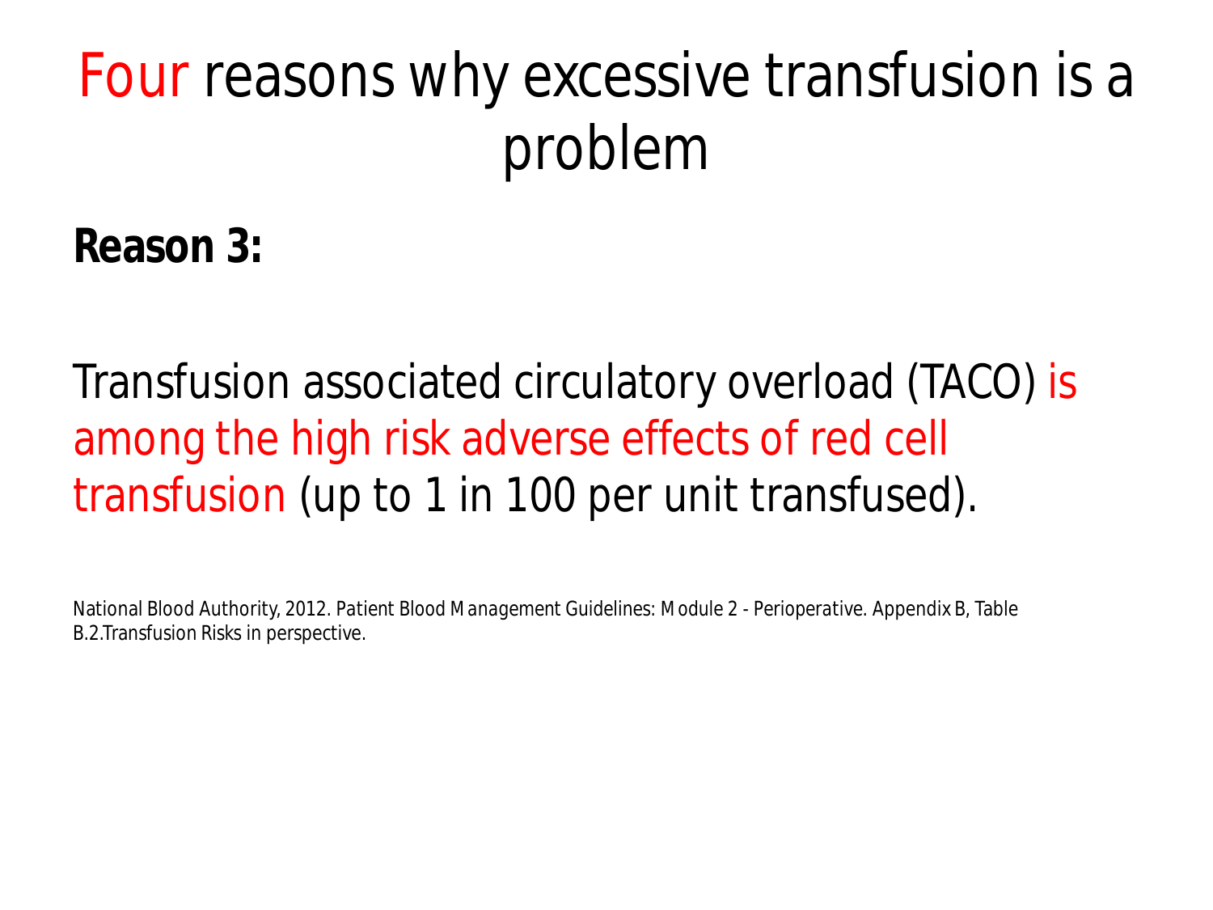# Four reasons why excessive transfusion is a problem

**Reason 3:**

Transfusion associated circulatory overload (TACO) is among the high risk adverse effects of red cell transfusion (up to 1 in 100 per unit transfused).

National Blood Authority, 2012. Patient Blood Management Guidelines: Module 2 - Perioperative. Appendix B, Table B.2.Transfusion Risks in perspective.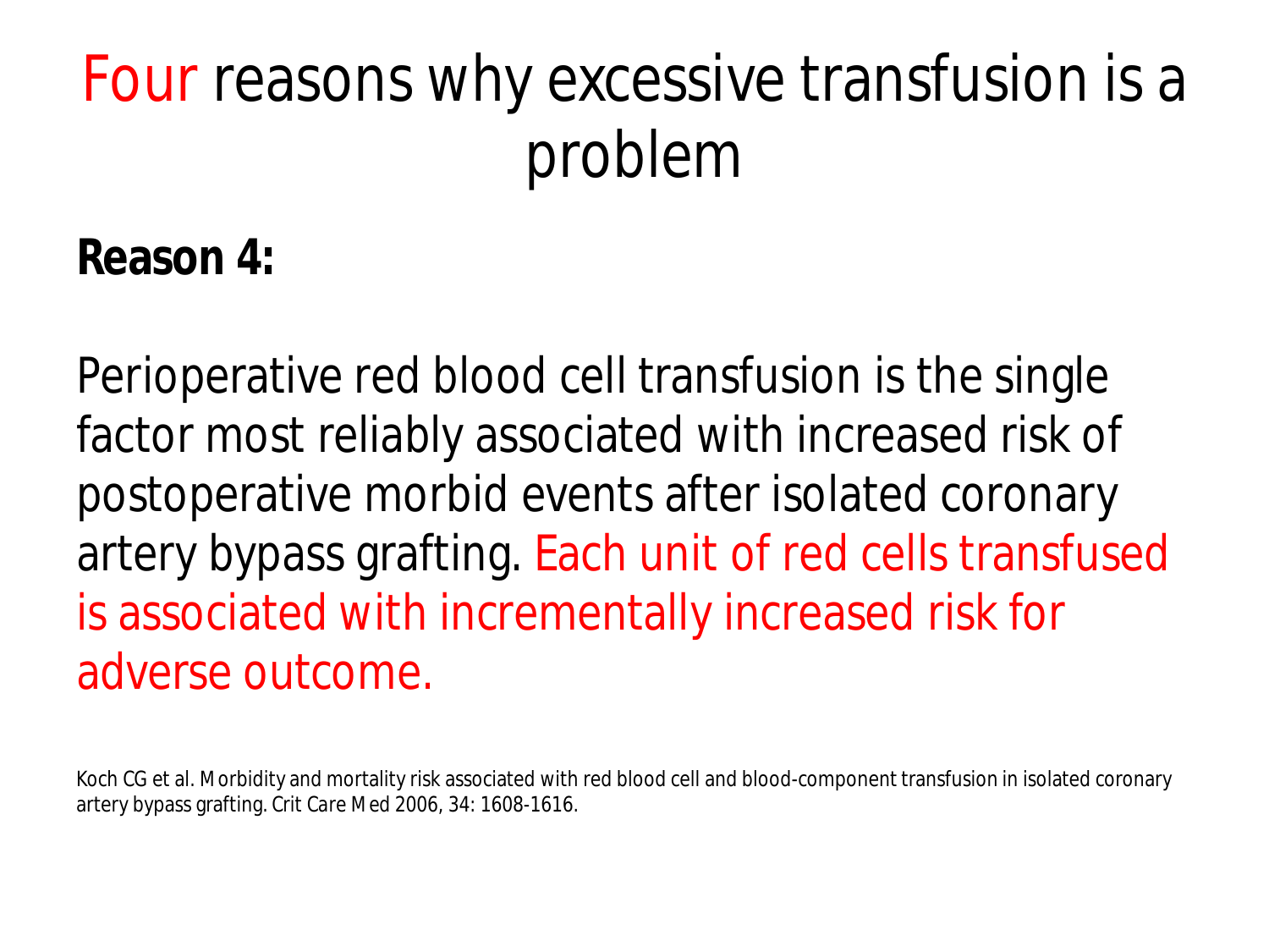# Four reasons why excessive transfusion is a problem

**Reason 4:**

Perioperative red blood cell transfusion is the single factor most reliably associated with increased risk of postoperative morbid events after isolated coronary artery bypass grafting. Each unit of red cells transfused is associated with incrementally increased risk for adverse outcome.

Koch CG et al. Morbidity and mortality risk associated with red blood cell and blood-component transfusion in isolated coronary artery bypass grafting. Crit Care Med 2006, 34: 1608-1616.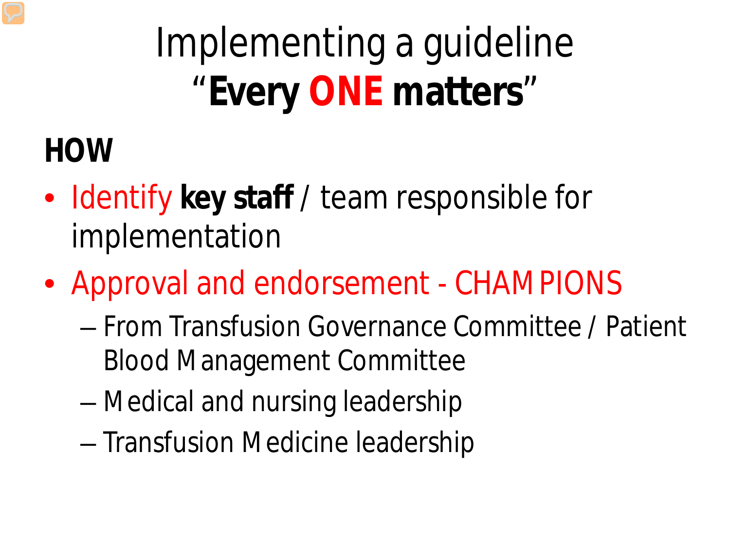# Implementing a guideline
# "**Every ONE matters**"

**HOW**

- Identify **key staff** / team responsible for implementation
- Approval and endorsement - CHAMPIONS
  - From Transfusion Governance Committee / Patient Blood Management Committee
  - Medical and nursing leadership
  - Transfusion Medicine leadership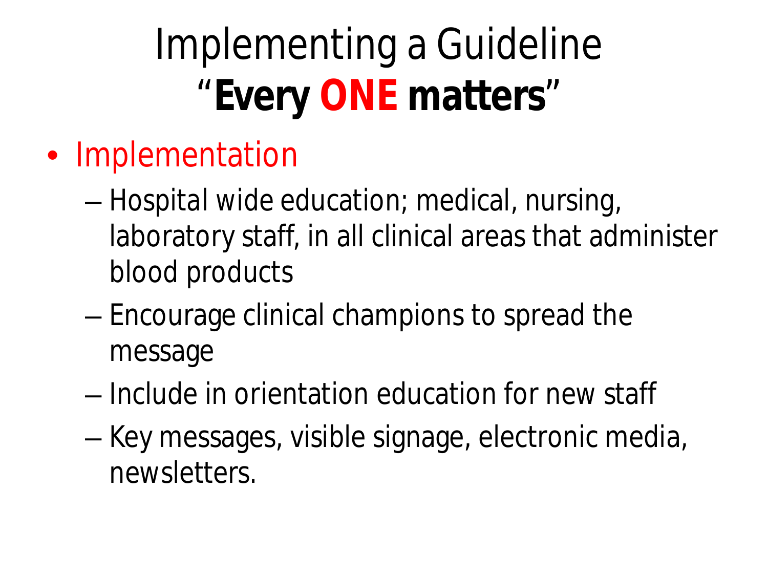# Implementing a Guideline
# "**Every ONE matters**"

- Implementation
  - Hospital wide education; medical, nursing, laboratory staff, in all clinical areas that administer blood products
  - Encourage clinical champions to spread the message
  - Include in orientation education for new staff
  - Key messages, visible signage, electronic media, newsletters.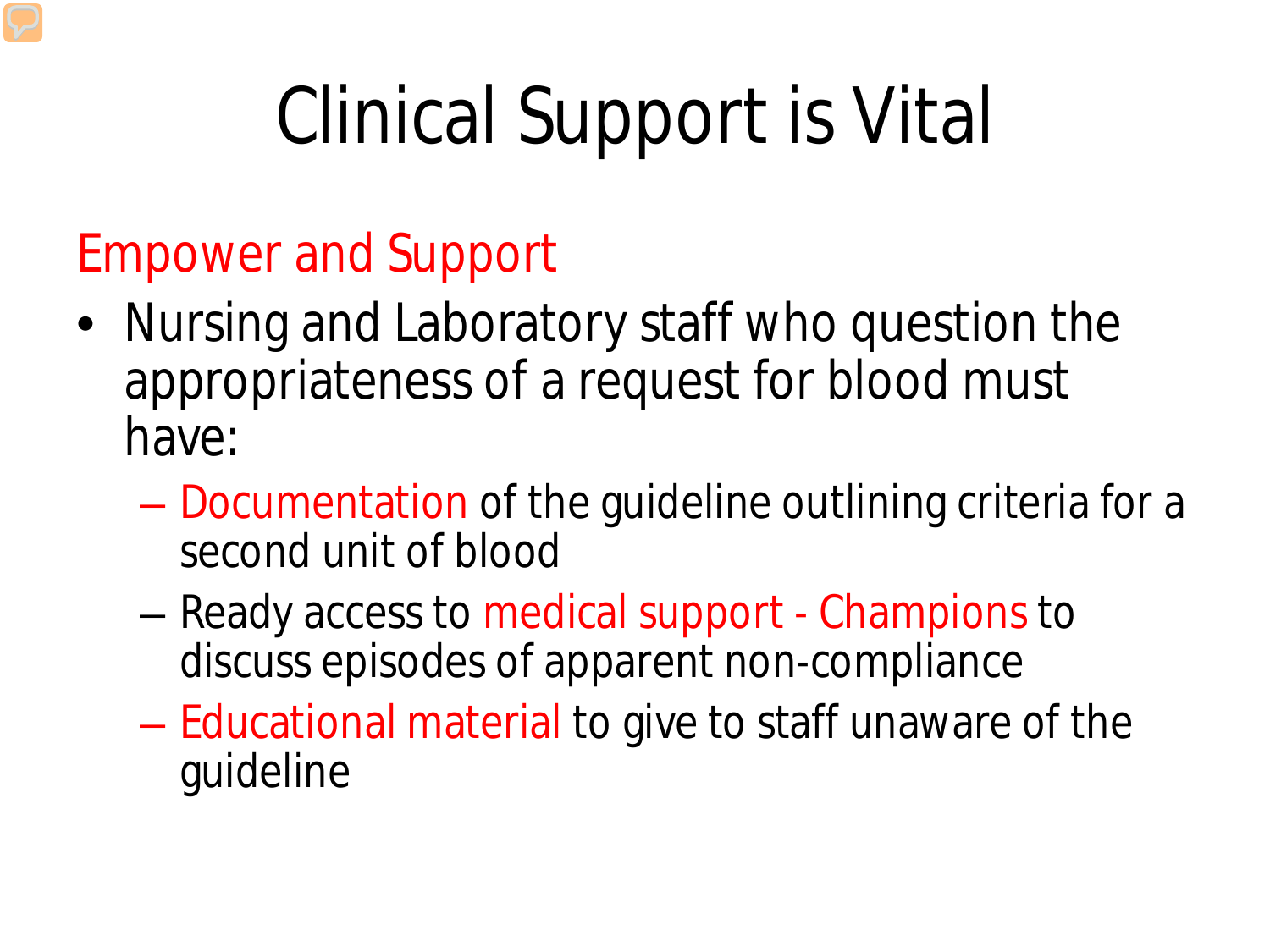# Clinical Support is Vital

## Empower and Support

- Nursing and Laboratory staff who question the appropriateness of a request for blood must have:
  - Documentation of the guideline outlining criteria for a second unit of blood
  - Ready access to medical support - Champions to discuss episodes of apparent non-compliance
  - Educational material to give to staff unaware of the guideline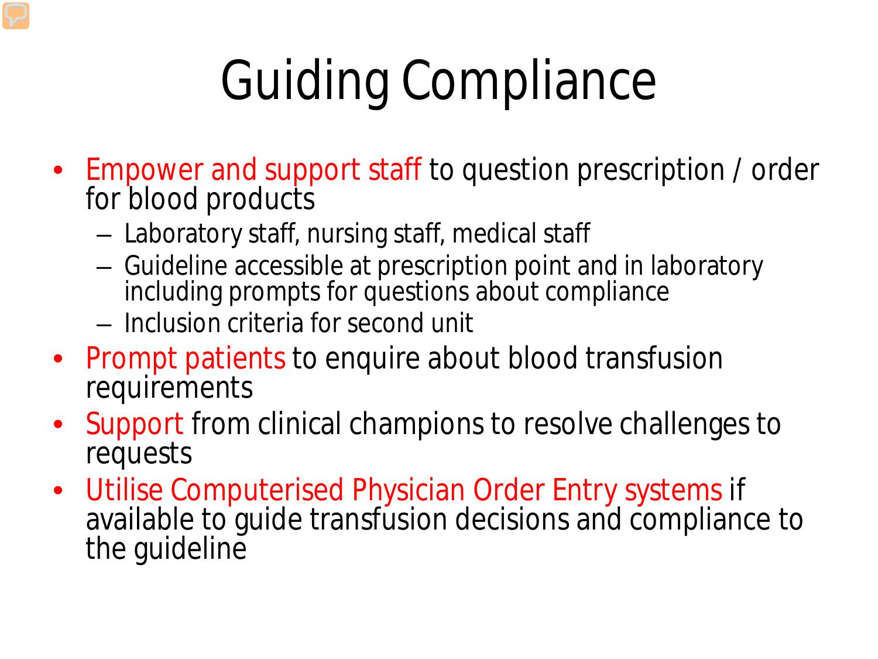# Guiding Compliance

- Empower and support staff to question prescription / order for blood products
  - Laboratory staff, nursing staff, medical staff
  - Guideline accessible at prescription point and in laboratory including prompts for questions about compliance
  - Inclusion criteria for second unit
- Prompt patients to enquire about blood transfusion requirements
- Support from clinical champions to resolve challenges to requests
- Utilise Computerised Physician Order Entry systems if available to guide transfusion decisions and compliance to the guideline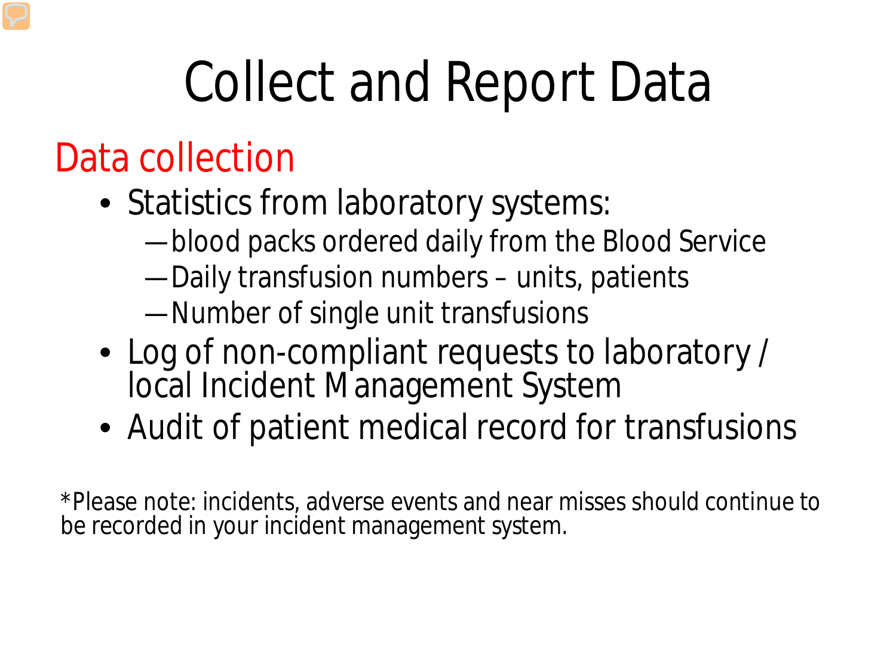# Collect and Report Data

## Data collection

- Statistics from laboratory systems:
  - blood packs ordered daily from the Blood Service
  - Daily transfusion numbers – units, patients
  - Number of single unit transfusions
- Log of non-compliant requests to laboratory / local Incident Management System
- Audit of patient medical record for transfusions

*Please note: incidents, adverse events and near misses should continue to be recorded in your incident management system.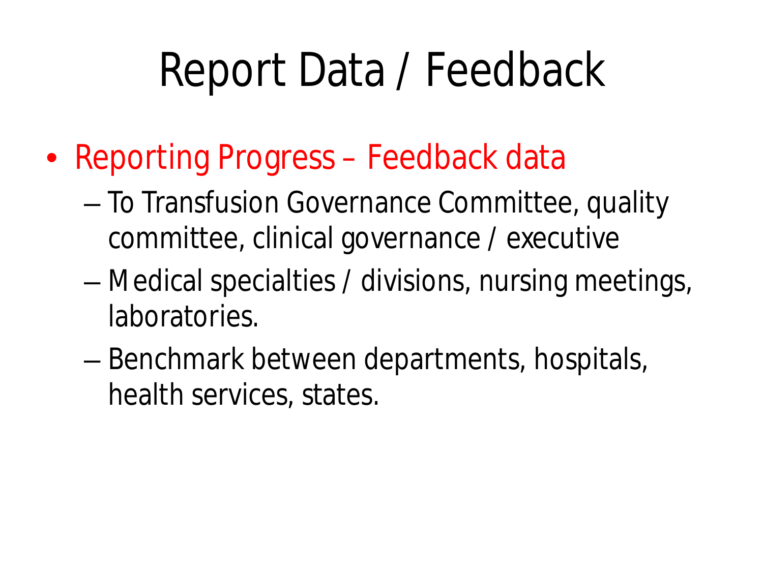# Report Data / Feedback

- Reporting Progress – Feedback data
  - To Transfusion Governance Committee, quality committee, clinical governance / executive
  - Medical specialties / divisions, nursing meetings, laboratories.
  - Benchmark between departments, hospitals, health services, states.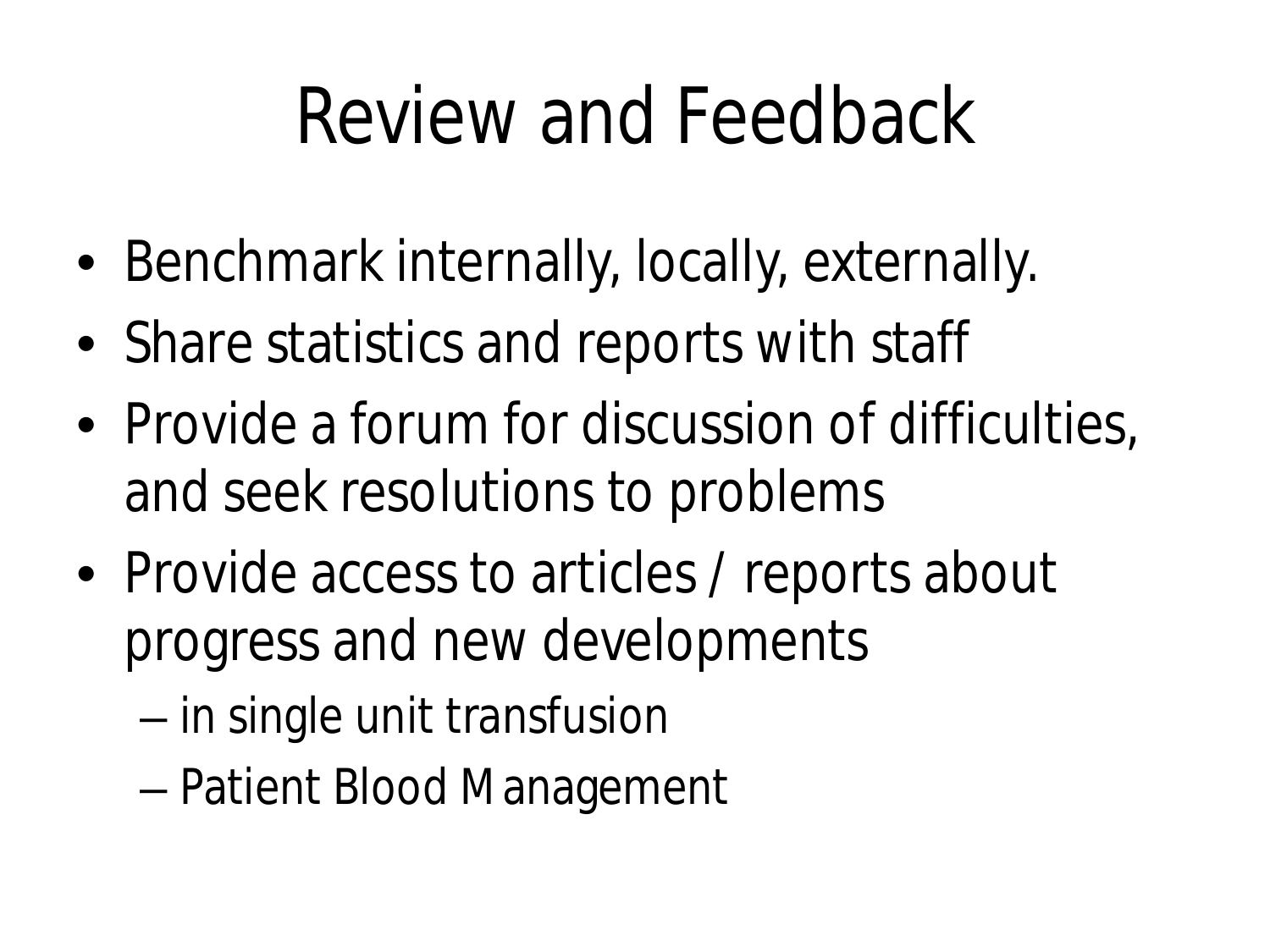# Review and Feedback

- Benchmark internally, locally, externally.
- Share statistics and reports with staff
- Provide a forum for discussion of difficulties, and seek resolutions to problems
- Provide access to articles / reports about progress and new developments
  - in single unit transfusion
  - Patient Blood Management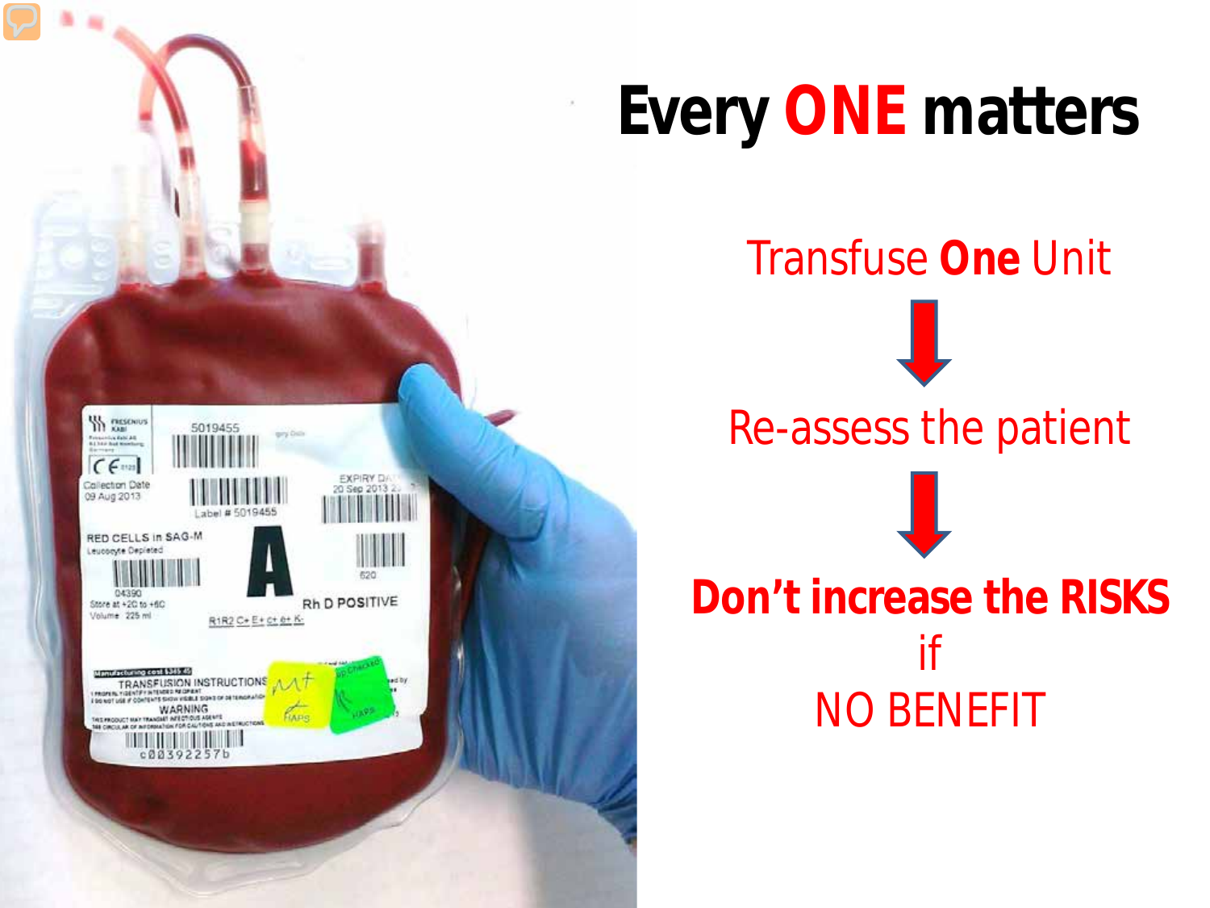# Every ONE matters

Transfuse **One** Unit

↓

Re-assess the patient

↓

**Don't increase the RISKS**

if

NO BENEFIT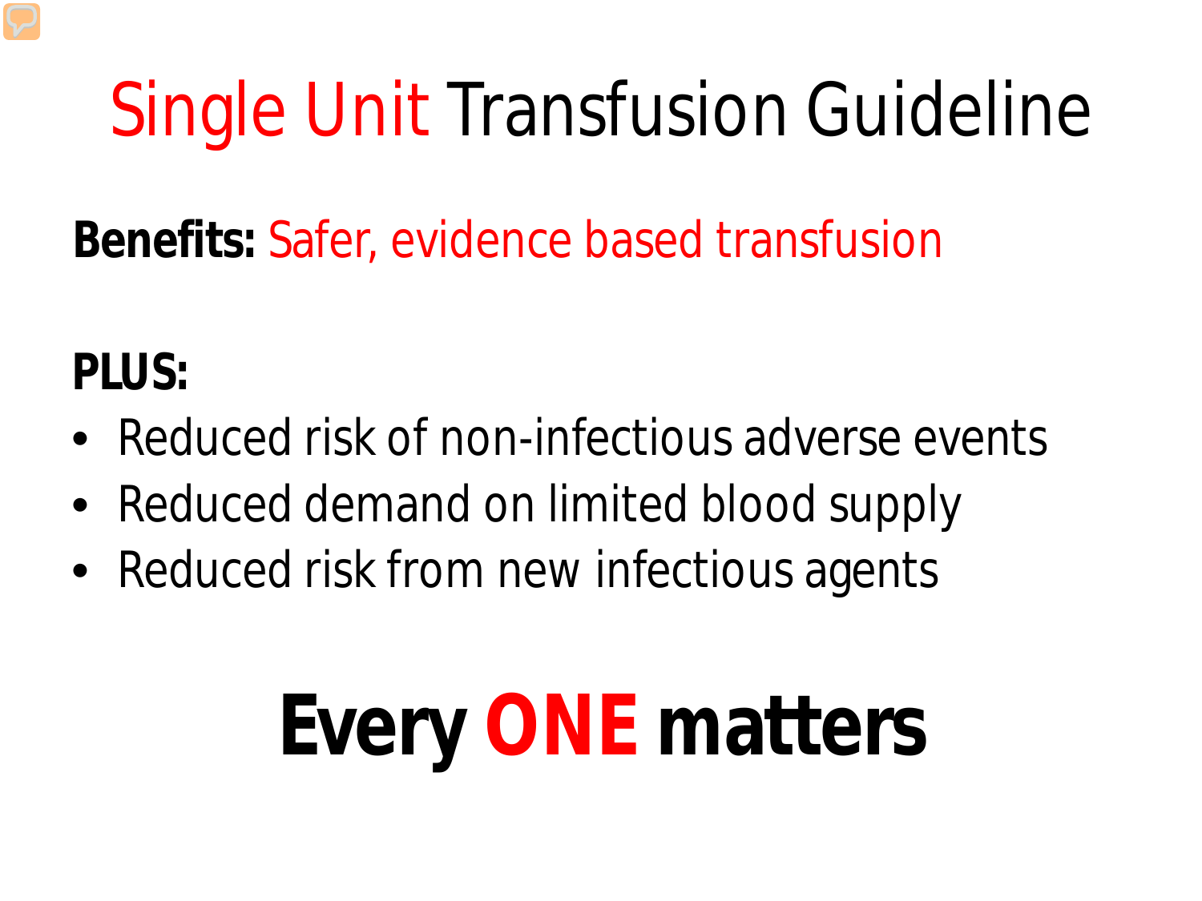# Single Unit Transfusion Guideline

**Benefits:** Safer, evidence based transfusion

**PLUS:**

- Reduced risk of non-infectious adverse events
- Reduced demand on limited blood supply
- Reduced risk from new infectious agents

## **Every ONE matters**